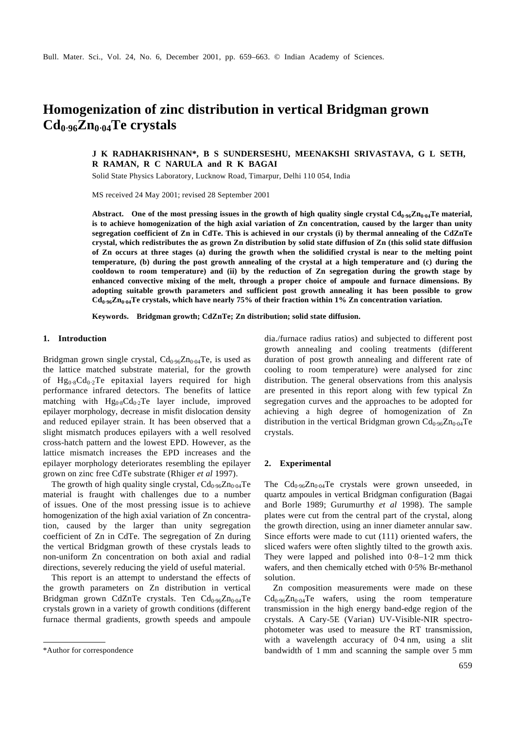# Homogenization of zinc distribution in vertical Bridgman grown $Cd_{0.96}Zn_{0.04}Te$ crystals

**J K RADHAKRISHNAN*, B S SUNDERSESHU, MEENAKSHI SRIVASTAVA, G L SETH, R RAMAN, R C NARULA and R K BAGAI**

Solid State Physics Laboratory, Lucknow Road, Timarpur, Delhi 110 054, India

MS received 24 May 2001; revised 28 September 2001

**Abstract. One of the most pressing issues in the growth of high quality single crystal $Cd_{0.96}Zn_{0.04}Te$ material, is to achieve homogenization of the high axial variation of Zn concentration, caused by the larger than unity segregation coefficient of Zn in CdTe. This is achieved in our crystals (i) by thermal annealing of the CdZnTe crystal, which redistributes the as grown Zn distribution by solid state diffusion of Zn (this solid state diffusion of Zn occurs at three stages (a) during the growth when the solidified crystal is near to the melting point temperature, (b) during the post growth annealing of the crystal at a high temperature and (c) during the cooldown to room temperature) and (ii) by the reduction of Zn segregation during the growth stage by enhanced convective mixing of the melt, through a proper choice of ampoule and furnace dimensions. By adopting suitable growth parameters and sufficient post growth annealing it has been possible to grow $Cd_{0.96}Zn_{0.04}Te$ crystals, which have nearly 75% of their fraction within 1% Zn concentration variation.**

**Keywords. Bridgman growth; CdZnTe; Zn distribution; solid state diffusion.**

## 1. Introduction

Bridgman grown single crystal, $Cd_{0.96}Zn_{0.04}Te$, is used as the lattice matched substrate material, for the growth of $Hg_{0.8}Cd_{0.2}Te$ epitaxial layers required for high performance infrared detectors. The benefits of lattice matching with $Hg_{0.8}Cd_{0.2}Te$ layer include, improved epilayer morphology, decrease in misfit dislocation density and reduced epilayer strain. It has been observed that a slight mismatch produces epilayers with a well resolved cross-hatch pattern and the lowest EPD. However, as the lattice mismatch increases the EPD increases and the epilayer morphology deteriorates resembling the epilayer grown on zinc free CdTe substrate (Rhiger *et al* 1997).

The growth of high quality single crystal, $Cd_{0.96}Zn_{0.04}Te$ material is fraught with challenges due to a number of issues. One of the most pressing issue is to achieve homogenization of the high axial variation of Zn concentration, caused by the larger than unity segregation coefficient of Zn in CdTe. The segregation of Zn during the vertical Bridgman growth of these crystals leads to non-uniform Zn concentration on both axial and radial directions, severely reducing the yield of useful material.

This report is an attempt to understand the effects of the growth parameters on Zn distribution in vertical Bridgman grown CdZnTe crystals. Ten $Cd_{0.96}Zn_{0.04}Te$ crystals grown in a variety of growth conditions (different furnace thermal gradients, growth speeds and ampoule dia./furnace radius ratios) and subjected to different post growth annealing and cooling treatments (different duration of post growth annealing and different rate of cooling to room temperature) were analysed for zinc distribution. The general observations from this analysis are presented in this report along with few typical Zn segregation curves and the approaches to be adopted for achieving a high degree of homogenization of Zn distribution in the vertical Bridgman grown $Cd_{0.96}Zn_{0.04}Te$ crystals.

## 2. Experimental

The $Cd_{0.96}Zn_{0.04}Te$ crystals were grown unseeded, in quartz ampoules in vertical Bridgman configuration (Bagai and Borle 1989; Gurumurthy *et al* 1998). The sample plates were cut from the central part of the crystal, along the growth direction, using an inner diameter annular saw. Since efforts were made to cut (111) oriented wafers, the sliced wafers were often slightly tilted to the growth axis. They were lapped and polished into 0·8–1·2 mm thick wafers, and then chemically etched with 0·5% Br-methanol solution.

Zn composition measurements were made on these $Cd_{0.96}Zn_{0.04}Te$ wafers, using the room temperature transmission in the high energy band-edge region of the crystals. A Cary-5E (Varian) UV-Visible-NIR spectrophotometer was used to measure the RT transmission, with a wavelength accuracy of 0·4 nm, using a slit bandwidth of 1 mm and scanning the sample over 5 mm

*Author for correspondence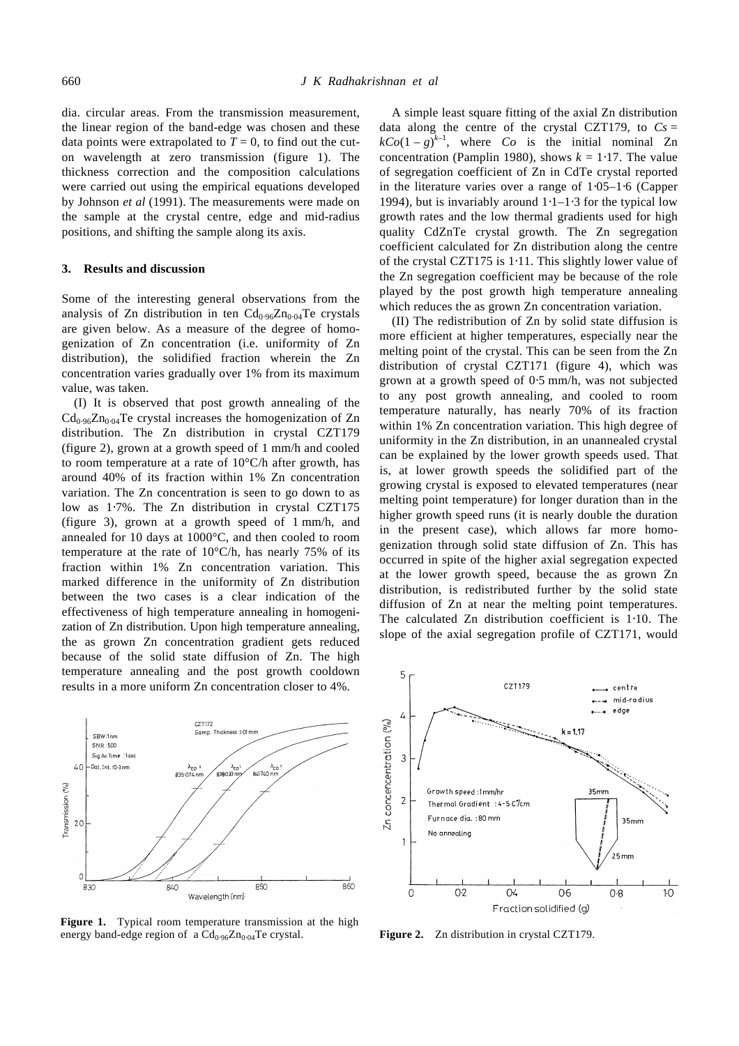dia. circular areas. From the transmission measurement, the linear region of the band-edge was chosen and these data points were extrapolated to $T = 0$, to find out the cut-on wavelength at zero transmission (figure 1). The thickness correction and the composition calculations were carried out using the empirical equations developed by Johnson *et al* (1991). The measurements were made on the sample at the crystal centre, edge and mid-radius positions, and shifting the sample along its axis.

## 3. Results and discussion

Some of the interesting general observations from the analysis of Zn distribution in ten $Cd_{0·96}Zn_{0·04}Te$ crystals are given below. As a measure of the degree of homogenization of Zn concentration (i.e. uniformity of Zn distribution), the solidified fraction wherein the Zn concentration varies gradually over 1% from its maximum value, was taken.

(I) It is observed that post growth annealing of the $Cd_{0·96}Zn_{0·04}Te$ crystal increases the homogenization of Zn distribution. The Zn distribution in crystal CZT179 (figure 2), grown at a growth speed of 1 mm/h and cooled to room temperature at a rate of 10°C/h after growth, has around 40% of its fraction within 1% Zn concentration variation. The Zn concentration is seen to go down to as low as 1·7%. The Zn distribution in crystal CZT175 (figure 3), grown at a growth speed of 1 mm/h, and annealed for 10 days at 1000°C, and then cooled to room temperature at the rate of 10°C/h, has nearly 75% of its fraction within 1% Zn concentration variation. This marked difference in the uniformity of Zn distribution between the two cases is a clear indication of the effectiveness of high temperature annealing in homogenization of Zn distribution. Upon high temperature annealing, the as grown Zn concentration gradient gets reduced because of the solid state diffusion of Zn. The high temperature annealing and the post growth cooldown results in a more uniform Zn concentration closer to 4%.

A simple least square fitting of the axial Zn distribution data along the centre of the crystal CZT179, to $Cs = kCo(1-g)^{k-1}$, where $Co$ is the initial nominal Zn concentration (Pamplin 1980), shows $k = 1·17$. The value of segregation coefficient of Zn in CdTe crystal reported in the literature varies over a range of 1·05–1·6 (Capper 1994), but is invariably around 1·1–1·3 for the typical low growth rates and the low thermal gradients used for high quality CdZnTe crystal growth. The Zn segregation coefficient calculated for Zn distribution along the centre of the crystal CZT175 is 1·11. This slightly lower value of the Zn segregation coefficient may be because of the role played by the post growth high temperature annealing which reduces the as grown Zn concentration variation.

(II) The redistribution of Zn by solid state diffusion is more efficient at higher temperatures, especially near the melting point of the crystal. This can be seen from the Zn distribution of crystal CZT171 (figure 4), which was grown at a growth speed of 0·5 mm/h, was not subjected to any post growth annealing, and cooled to room temperature naturally, has nearly 70% of its fraction within 1% Zn concentration variation. This high degree of uniformity in the Zn distribution, in an unannealed crystal can be explained by the lower growth speeds used. That is, at lower growth speeds the solidified part of the growing crystal is exposed to elevated temperatures (near melting point temperature) for longer duration than in the higher growth speed runs (it is nearly double the duration in the present case), which allows far more homogenization through solid state diffusion of Zn. This has occurred in spite of the higher axial segregation expected at the lower growth speed, because the as grown Zn distribution, is redistributed further by the solid state diffusion of Zn at near the melting point temperatures. The calculated Zn distribution coefficient is 1·10. The slope of the axial segregation profile of CZT171, would

**Figure 1.** Typical room temperature transmission at the high energy band-edge region of a $Cd_{0·96}Zn_{0·04}Te$ crystal.

**Figure 2.** Zn distribution in crystal CZT179.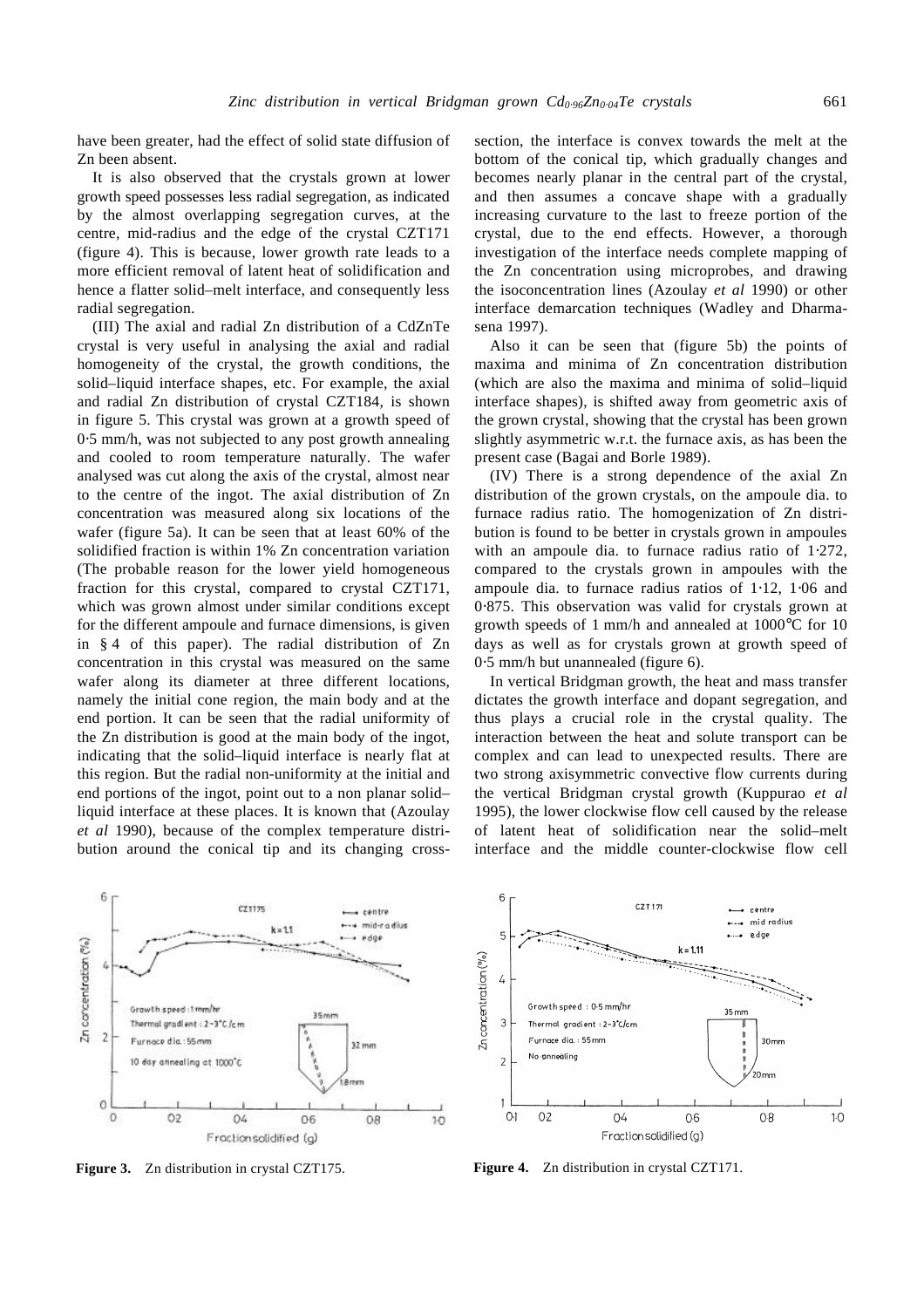have been greater, had the effect of solid state diffusion of Zn been absent.

It is also observed that the crystals grown at lower growth speed possesses less radial segregation, as indicated by the almost overlapping segregation curves, at the centre, mid-radius and the edge of the crystal CZT171 (figure 4). This is because, lower growth rate leads to a more efficient removal of latent heat of solidification and hence a flatter solid–melt interface, and consequently less radial segregation.

(III) The axial and radial Zn distribution of a CdZnTe crystal is very useful in analysing the axial and radial homogeneity of the crystal, the growth conditions, the solid–liquid interface shapes, etc. For example, the axial and radial Zn distribution of crystal CZT184, is shown in figure 5. This crystal was grown at a growth speed of 0·5 mm/h, was not subjected to any post growth annealing and cooled to room temperature naturally. The wafer analysed was cut along the axis of the crystal, almost near to the centre of the ingot. The axial distribution of Zn concentration was measured along six locations of the wafer (figure 5a). It can be seen that at least 60% of the solidified fraction is within 1% Zn concentration variation (The probable reason for the lower yield homogeneous fraction for this crystal, compared to crystal CZT171, which was grown almost under similar conditions except for the different ampoule and furnace dimensions, is given in § 4 of this paper). The radial distribution of Zn concentration in this crystal was measured on the same wafer along its diameter at three different locations, namely the initial cone region, the main body and at the end portion. It can be seen that the radial uniformity of the Zn distribution is good at the main body of the ingot, indicating that the solid–liquid interface is nearly flat at this region. But the radial non-uniformity at the initial and end portions of the ingot, point out to a non planar solid–liquid interface at these places. It is known that (Azoulay *et al* 1990), because of the complex temperature distribution around the conical tip and its changing cross-section, the interface is convex towards the melt at the bottom of the conical tip, which gradually changes and becomes nearly planar in the central part of the crystal, and then assumes a concave shape with a gradually increasing curvature to the last to freeze portion of the crystal, due to the end effects. However, a thorough investigation of the interface needs complete mapping of the Zn concentration using microprobes, and drawing the isoconcentration lines (Azoulay *et al* 1990) or other interface demarcation techniques (Wadley and Dharmasena 1997).

Also it can be seen that (figure 5b) the points of maxima and minima of Zn concentration distribution (which are also the maxima and minima of solid–liquid interface shapes), is shifted away from geometric axis of the grown crystal, showing that the crystal has been grown slightly asymmetric w.r.t. the furnace axis, as has been the present case (Bagai and Borle 1989).

(IV) There is a strong dependence of the axial Zn distribution of the grown crystals, on the ampoule dia. to furnace radius ratio. The homogenization of Zn distribution is found to be better in crystals grown in ampoules with an ampoule dia. to furnace radius ratio of 1·272, compared to the crystals grown in ampoules with the ampoule dia. to furnace radius ratios of 1·12, 1·06 and 0·875. This observation was valid for crystals grown at growth speeds of 1 mm/h and annealed at 1000°C for 10 days as well as for crystals grown at growth speed of 0·5 mm/h but unannealed (figure 6).

In vertical Bridgman growth, the heat and mass transfer dictates the growth interface and dopant segregation, and thus plays a crucial role in the crystal quality. The interaction between the heat and solute transport can be complex and can lead to unexpected results. There are two strong axisymmetric convective flow currents during the vertical Bridgman crystal growth (Kuppurao *et al* 1995), the lower clockwise flow cell caused by the release of latent heat of solidification near the solid–melt interface and the middle counter-clockwise flow cell

**Figure 3.** Zn distribution in crystal CZT175.

**Figure 4.** Zn distribution in crystal CZT171.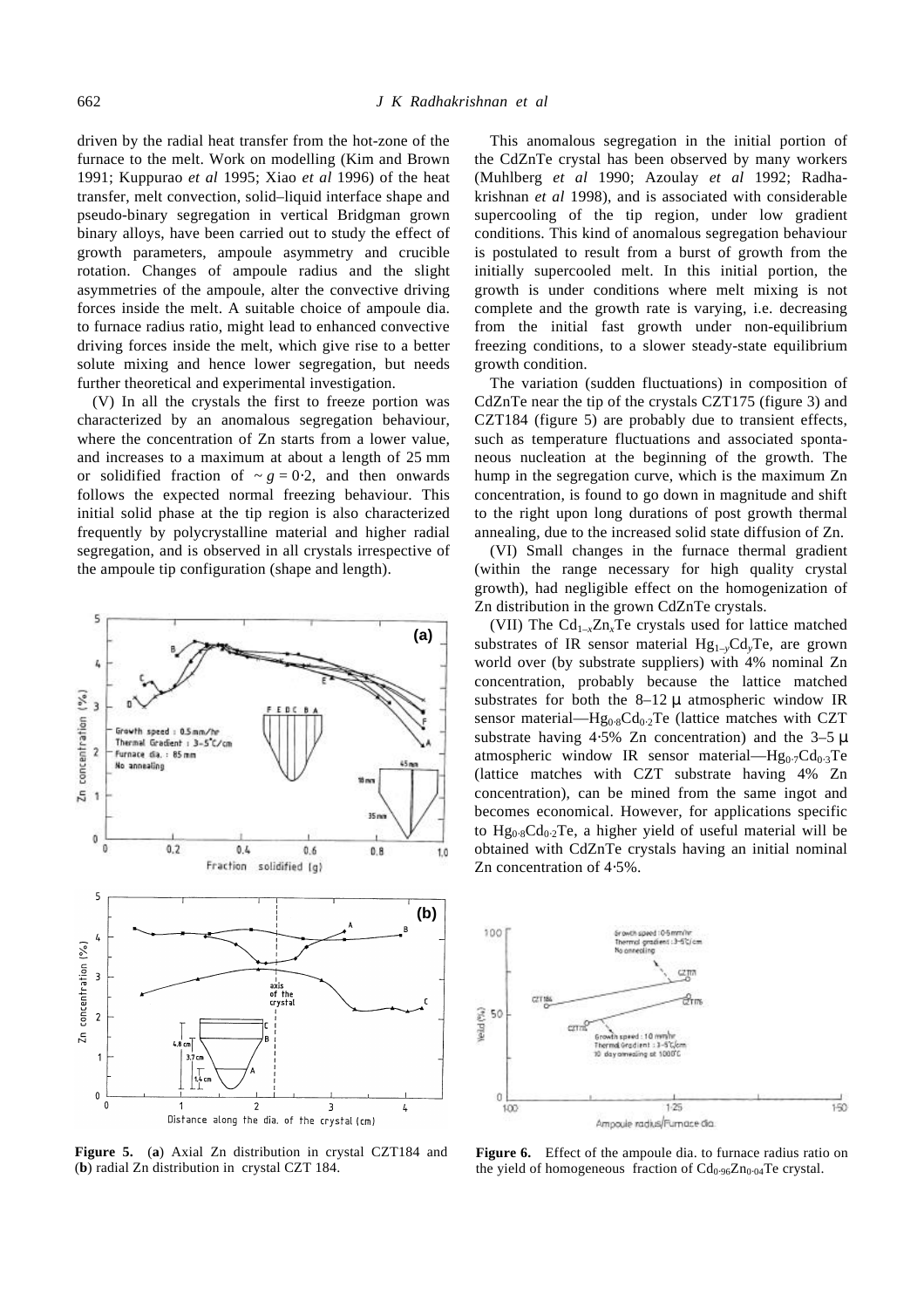driven by the radial heat transfer from the hot-zone of the furnace to the melt. Work on modelling (Kim and Brown 1991; Kuppurao *et al* 1995; Xiao *et al* 1996) of the heat transfer, melt convection, solid–liquid interface shape and pseudo-binary segregation in vertical Bridgman grown binary alloys, have been carried out to study the effect of growth parameters, ampoule asymmetry and crucible rotation. Changes of ampoule radius and the slight asymmetries of the ampoule, alter the convective driving forces inside the melt. A suitable choice of ampoule dia. to furnace radius ratio, might lead to enhanced convective driving forces inside the melt, which give rise to a better solute mixing and hence lower segregation, but needs further theoretical and experimental investigation.

(V) In all the crystals the first to freeze portion was characterized by an anomalous segregation behaviour, where the concentration of Zn starts from a lower value, and increases to a maximum at about a length of 25 mm or solidified fraction of $\sim g = 0{\cdot}2$, and then onwards follows the expected normal freezing behaviour. This initial solid phase at the tip region is also characterized frequently by polycrystalline material and higher radial segregation, and is observed in all crystals irrespective of the ampoule tip configuration (shape and length).

**Figure 5.** (**a**) Axial Zn distribution in crystal CZT184 and (**b**) radial Zn distribution in crystal CZT 184.

This anomalous segregation in the initial portion of the CdZnTe crystal has been observed by many workers (Muhlberg *et al* 1990; Azoulay *et al* 1992; Radhakrishnan *et al* 1998), and is associated with considerable supercooling of the tip region, under low gradient conditions. This kind of anomalous segregation behaviour is postulated to result from a burst of growth from the initially supercooled melt. In this initial portion, the growth is under conditions where melt mixing is not complete and the growth rate is varying, i.e. decreasing from the initial fast growth under non-equilibrium freezing conditions, to a slower steady-state equilibrium growth condition.

The variation (sudden fluctuations) in composition of CdZnTe near the tip of the crystals CZT175 (figure 3) and CZT184 (figure 5) are probably due to transient effects, such as temperature fluctuations and associated spontaneous nucleation at the beginning of the growth. The hump in the segregation curve, which is the maximum Zn concentration, is found to go down in magnitude and shift to the right upon long durations of post growth thermal annealing, due to the increased solid state diffusion of Zn.

(VI) Small changes in the furnace thermal gradient (within the range necessary for high quality crystal growth), had negligible effect on the homogenization of Zn distribution in the grown CdZnTe crystals.

(VII) The $Cd_{1-x}Zn_xTe$ crystals used for lattice matched substrates of IR sensor material $Hg_{1-y}Cd_yTe$, are grown world over (by substrate suppliers) with 4% nominal Zn concentration, probably because the lattice matched substrates for both the 8–12 μ atmospheric window IR sensor material—$Hg_{0{\cdot}8}Cd_{0{\cdot}2}Te$ (lattice matches with CZT substrate having 4·5% Zn concentration) and the 3–5 μ atmospheric window IR sensor material—$Hg_{0{\cdot}7}Cd_{0{\cdot}3}Te$ (lattice matches with CZT substrate having 4% Zn concentration), can be mined from the same ingot and becomes economical. However, for applications specific to $Hg_{0{\cdot}8}Cd_{0{\cdot}2}Te$, a higher yield of useful material will be obtained with CdZnTe crystals having an initial nominal Zn concentration of 4·5%.

**Figure 6.** Effect of the ampoule dia. to furnace radius ratio on the yield of homogeneous fraction of $Cd_{0{\cdot}96}Zn_{0{\cdot}04}Te$ crystal.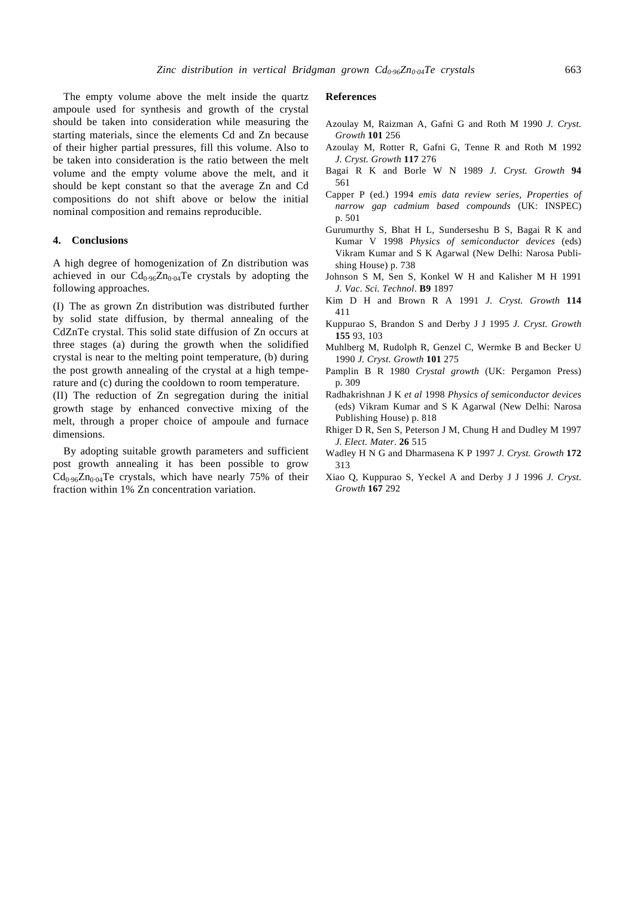The empty volume above the melt inside the quartz ampoule used for synthesis and growth of the crystal should be taken into consideration while measuring the starting materials, since the elements Cd and Zn because of their higher partial pressures, fill this volume. Also to be taken into consideration is the ratio between the melt volume and the empty volume above the melt, and it should be kept constant so that the average Zn and Cd compositions do not shift above or below the initial nominal composition and remains reproducible.

## 4. Conclusions

A high degree of homogenization of Zn distribution was achieved in our $Cd_{0·96}Zn_{0·04}Te$ crystals by adopting the following approaches.

(I) The as grown Zn distribution was distributed further by solid state diffusion, by thermal annealing of the CdZnTe crystal. This solid state diffusion of Zn occurs at three stages (a) during the growth when the solidified crystal is near to the melting point temperature, (b) during the post growth annealing of the crystal at a high temperature and (c) during the cooldown to room temperature.

(II) The reduction of Zn segregation during the initial growth stage by enhanced convective mixing of the melt, through a proper choice of ampoule and furnace dimensions.

By adopting suitable growth parameters and sufficient post growth annealing it has been possible to grow $Cd_{0·96}Zn_{0·04}Te$ crystals, which have nearly 75% of their fraction within 1% Zn concentration variation.

## References

Azoulay M, Raizman A, Gafni G and Roth M 1990 *J. Cryst. Growth* **101** 256

Azoulay M, Rotter R, Gafni G, Tenne R and Roth M 1992 *J. Cryst. Growth* **117** 276

Bagai R K and Borle W N 1989 *J. Cryst. Growth* **94** 561

Capper P (ed.) 1994 *emis data review series, Properties of narrow gap cadmium based compounds* (UK: INSPEC) p. 501

Gurumurthy S, Bhat H L, Sunderseshu B S, Bagai R K and Kumar V 1998 *Physics of semiconductor devices* (eds) Vikram Kumar and S K Agarwal (New Delhi: Narosa Publishing House) p. 738

Johnson S M, Sen S, Konkel W H and Kalisher M H 1991 *J. Vac. Sci. Technol*. **B9** 1897

Kim D H and Brown R A 1991 *J. Cryst. Growth* **114** 411

Kuppurao S, Brandon S and Derby J J 1995 *J. Cryst. Growth* **155** 93, 103

Muhlberg M, Rudolph R, Genzel C, Wermke B and Becker U 1990 *J. Cryst. Growth* **101** 275

Pamplin B R 1980 *Crystal growth* (UK: Pergamon Press) p. 309

Radhakrishnan J K *et al* 1998 *Physics of semiconductor devices* (eds) Vikram Kumar and S K Agarwal (New Delhi: Narosa Publishing House) p. 818

Rhiger D R, Sen S, Peterson J M, Chung H and Dudley M 1997 *J. Elect. Mater*. **26** 515

Wadley H N G and Dharmasena K P 1997 *J. Cryst. Growth* **172** 313

Xiao Q, Kuppurao S, Yeckel A and Derby J J 1996 *J. Cryst. Growth* **167** 292